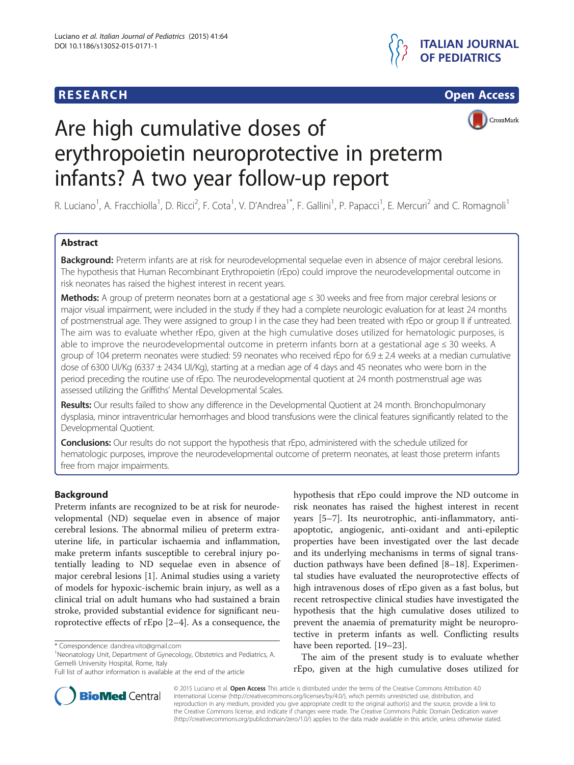**RESEARCH Open Access**

# Are high cumulative doses of erythropoietin neuroprotective in preterm infants? A two year follow-up report

R. Luciano[1], A. Fracchiolla[1], D. Ricci[2], F. Cota[1], V. D'Andrea[1*], F. Gallini[1], P. Papacci[1], E. Mercuri[2] and C. Romagnoli[1]

## Abstract

**Background:** Preterm infants are at risk for neurodevelopmental sequelae even in absence of major cerebral lesions. The hypothesis that Human Recombinant Erythropoietin (rEpo) could improve the neurodevelopmental outcome in risk neonates has raised the highest interest in recent years.

**Methods:** A group of preterm neonates born at a gestational age ≤ 30 weeks and free from major cerebral lesions or major visual impairment, were included in the study if they had a complete neurologic evaluation for at least 24 months of postmenstrual age. They were assigned to group I in the case they had been treated with rEpo or group II if untreated. The aim was to evaluate whether rEpo, given at the high cumulative doses utilized for hematologic purposes, is able to improve the neurodevelopmental outcome in preterm infants born at a gestational age ≤ 30 weeks. A group of 104 preterm neonates were studied: 59 neonates who received rEpo for 6.9 ± 2.4 weeks at a median cumulative dose of 6300 UI/Kg (6337 ± 2434 UI/Kg), starting at a median age of 4 days and 45 neonates who were born in the period preceding the routine use of rEpo. The neurodevelopmental quotient at 24 month postmenstrual age was assessed utilizing the Griffiths' Mental Developmental Scales.

**Results:** Our results failed to show any difference in the Developmental Quotient at 24 month. Bronchopulmonary dysplasia, minor intraventricular hemorrhages and blood transfusions were the clinical features significantly related to the Developmental Quotient.

**Conclusions:** Our results do not support the hypothesis that rEpo, administered with the schedule utilized for hematologic purposes, improve the neurodevelopmental outcome of preterm neonates, at least those preterm infants free from major impairments.

## Background

Preterm infants are recognized to be at risk for neurodevelopmental (ND) sequelae even in absence of major cerebral lesions. The abnormal milieu of preterm extrauterine life, in particular ischaemia and inflammation, make preterm infants susceptible to cerebral injury potentially leading to ND sequelae even in absence of major cerebral lesions [1]. Animal studies using a variety of models for hypoxic-ischemic brain injury, as well as a clinical trial on adult humans who had sustained a brain stroke, provided substantial evidence for significant neuroprotective effects of rEpo [2–4]. As a consequence, the hypothesis that rEpo could improve the ND outcome in risk neonates has raised the highest interest in recent years [5–7]. Its neurotrophic, anti-inflammatory, anti-apoptotic, angiogenic, anti-oxidant and anti-epileptic properties have been investigated over the last decade and its underlying mechanisms in terms of signal transduction pathways have been defined [8–18]. Experimental studies have evaluated the neuroprotective effects of high intravenous doses of rEpo given as a fast bolus, but recent retrospective clinical studies have investigated the hypothesis that the high cumulative doses utilized to prevent the anaemia of prematurity might be neuroprotective in preterm infants as well. Conflicting results have been reported. [19–23].

The aim of the present study is to evaluate whether rEpo, given at the high cumulative doses utilized for

\* Correspondence: dandrea.vito@gmail.com
[1]Neonatology Unit, Department of Gynecology, Obstetrics and Pediatrics, A. Gemelli University Hospital, Rome, Italy
Full list of author information is available at the end of the article

© 2015 Luciano et al. **Open Access** This article is distributed under the terms of the Creative Commons Attribution 4.0 International License (http://creativecommons.org/licenses/by/4.0/), which permits unrestricted use, distribution, and reproduction in any medium, provided you give appropriate credit to the original author(s) and the source, provide a link to the Creative Commons license, and indicate if changes were made. The Creative Commons Public Domain Dedication waiver (http://creativecommons.org/publicdomain/zero/1.0/) applies to the data made available in this article, unless otherwise stated.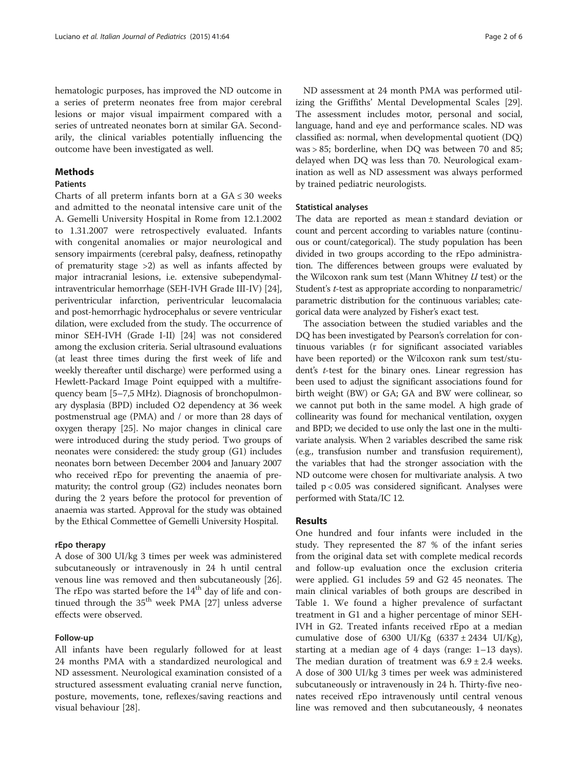hematologic purposes, has improved the ND outcome in a series of preterm neonates free from major cerebral lesions or major visual impairment compared with a series of untreated neonates born at similar GA. Secondarily, the clinical variables potentially influencing the outcome have been investigated as well.

## Methods

### Patients

Charts of all preterm infants born at a GA ≤ 30 weeks and admitted to the neonatal intensive care unit of the A. Gemelli University Hospital in Rome from 12.1.2002 to 1.31.2007 were retrospectively evaluated. Infants with congenital anomalies or major neurological and sensory impairments (cerebral palsy, deafness, retinopathy of prematurity stage >2) as well as infants affected by major intracranial lesions, i.e. extensive subependymal-intraventricular hemorrhage (SEH-IVH Grade III-IV) [24], periventricular infarction, periventricular leucomalacia and post-hemorrhagic hydrocephalus or severe ventricular dilation, were excluded from the study. The occurrence of minor SEH-IVH (Grade I-II) [24] was not considered among the exclusion criteria. Serial ultrasound evaluations (at least three times during the first week of life and weekly thereafter until discharge) were performed using a Hewlett-Packard Image Point equipped with a multifrequency beam [5–7,5 MHz). Diagnosis of bronchopulmonary dysplasia (BPD) included O2 dependency at 36 week postmenstrual age (PMA) and / or more than 28 days of oxygen therapy [25]. No major changes in clinical care were introduced during the study period. Two groups of neonates were considered: the study group (G1) includes neonates born between December 2004 and January 2007 who received rEpo for preventing the anaemia of prematurity; the control group (G2) includes neonates born during the 2 years before the protocol for prevention of anaemia was started. Approval for the study was obtained by the Ethical Commettee of Gemelli University Hospital.

### rEpo therapy

A dose of 300 UI/kg 3 times per week was administered subcutaneously or intravenously in 24 h until central venous line was removed and then subcutaneously [26]. The rEpo was started before the 14th day of life and continued through the 35th week PMA [27] unless adverse effects were observed.

### Follow-up

All infants have been regularly followed for at least 24 months PMA with a standardized neurological and ND assessment. Neurological examination consisted of a structured assessment evaluating cranial nerve function, posture, movements, tone, reflexes/saving reactions and visual behaviour [28].

ND assessment at 24 month PMA was performed utilizing the Griffiths' Mental Developmental Scales [29]. The assessment includes motor, personal and social, language, hand and eye and performance scales. ND was classified as: normal, when developmental quotient (DQ) was > 85; borderline, when DQ was between 70 and 85; delayed when DQ was less than 70. Neurological examination as well as ND assessment was always performed by trained pediatric neurologists.

### Statistical analyses

The data are reported as mean ± standard deviation or count and percent according to variables nature (continuous or count/categorical). The study population has been divided in two groups according to the rEpo administration. The differences between groups were evaluated by the Wilcoxon rank sum test (Mann Whitney *U* test) or the Student's *t*-test as appropriate according to nonparametric/parametric distribution for the continuous variables; categorical data were analyzed by Fisher's exact test.

The association between the studied variables and the DQ has been investigated by Pearson's correlation for continuous variables (r for significant associated variables have been reported) or the Wilcoxon rank sum test/student's *t*-test for the binary ones. Linear regression has been used to adjust the significant associations found for birth weight (BW) or GA; GA and BW were collinear, so we cannot put both in the same model. A high grade of collinearity was found for mechanical ventilation, oxygen and BPD; we decided to use only the last one in the multivariate analysis. When 2 variables described the same risk (e.g., transfusion number and transfusion requirement), the variables that had the stronger association with the ND outcome were chosen for multivariate analysis. A two tailed $p < 0.05$ was considered significant. Analyses were performed with Stata/IC 12.

## Results

One hundred and four infants were included in the study. They represented the 87 % of the infant series from the original data set with complete medical records and follow-up evaluation once the exclusion criteria were applied. G1 includes 59 and G2 45 neonates. The main clinical variables of both groups are described in Table 1. We found a higher prevalence of surfactant treatment in G1 and a higher percentage of minor SEH-IVH in G2. Treated infants received rEpo at a median cumulative dose of 6300 UI/Kg (6337 ± 2434 UI/Kg), starting at a median age of 4 days (range: 1–13 days). The median duration of treatment was 6.9 ± 2.4 weeks. A dose of 300 UI/kg 3 times per week was administered subcutaneously or intravenously in 24 h. Thirty-five neonates received rEpo intravenously until central venous line was removed and then subcutaneously, 4 neonates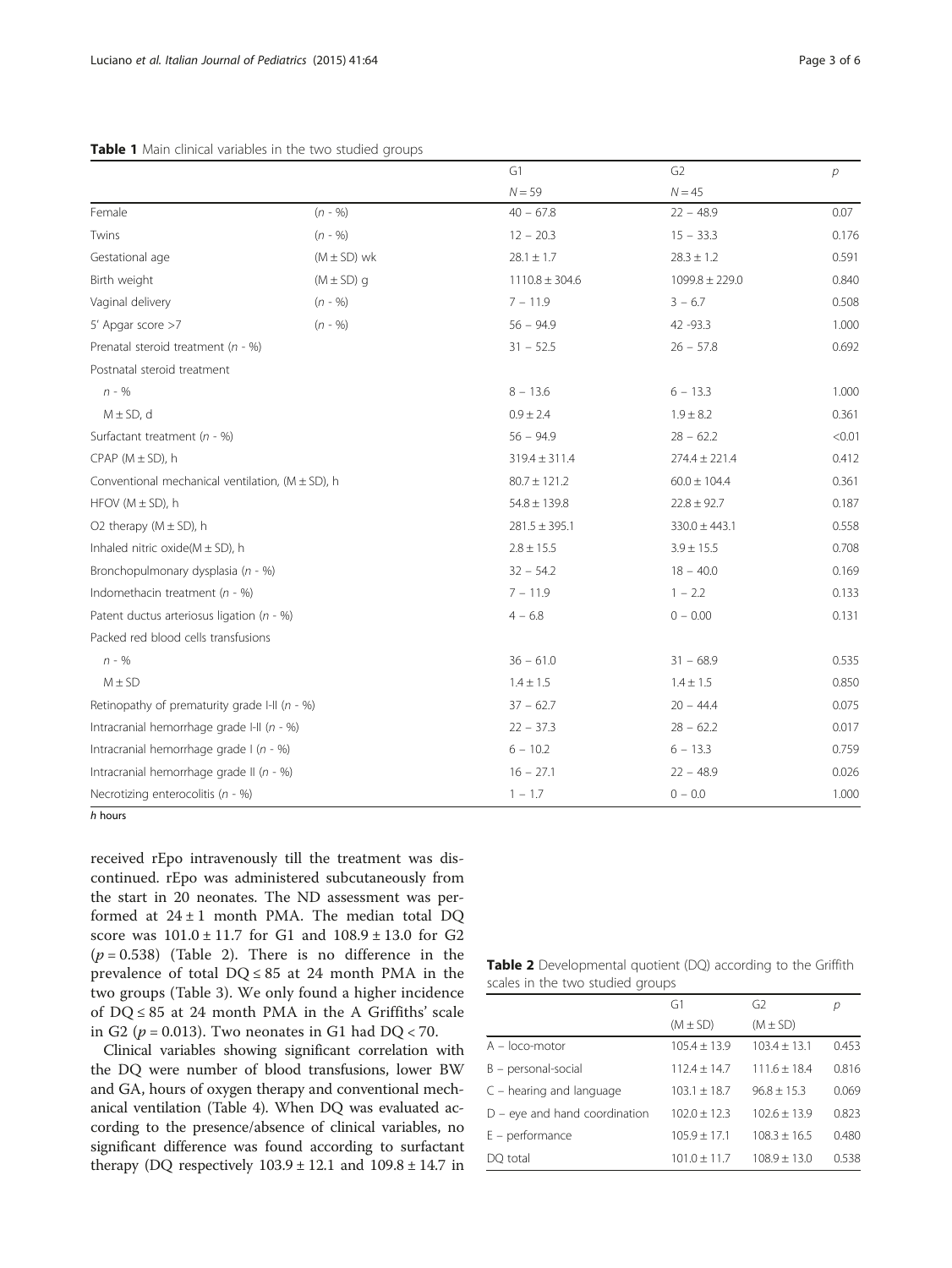**Table 1** Main clinical variables in the two studied groups

| | | G1 | G2 | *p* |
|---|---|---|---|---|
| | | *N* = 59 | *N* = 45 | |
| Female | (*n* - %) | 40 − 67.8 | 22 − 48.9 | 0.07 |
| Twins | (*n* - %) | 12 − 20.3 | 15 − 33.3 | 0.176 |
| Gestational age | (M ± SD) wk | 28.1 ± 1.7 | 28.3 ± 1.2 | 0.591 |
| Birth weight | (M ± SD) g | 1110.8 ± 304.6 | 1099.8 ± 229.0 | 0.840 |
| Vaginal delivery | (*n* - %) | 7 − 11.9 | 3 − 6.7 | 0.508 |
| 5' Apgar score >7 | (*n* - %) | 56 − 94.9 | 42 -93.3 | 1.000 |
| Prenatal steroid treatment (*n* - %) | | 31 − 52.5 | 26 − 57.8 | 0.692 |
| Postnatal steroid treatment | | | | |
| *n* - % | | 8 − 13.6 | 6 − 13.3 | 1.000 |
| M ± SD, d | | 0.9 ± 2.4 | 1.9 ± 8.2 | 0.361 |
| Surfactant treatment (*n* - %) | | 56 − 94.9 | 28 − 62.2 | <0.01 |
| CPAP (M ± SD), h | | 319.4 ± 311.4 | 274.4 ± 221.4 | 0.412 |
| Conventional mechanical ventilation, (M ± SD), h | | 80.7 ± 121.2 | 60.0 ± 104.4 | 0.361 |
| HFOV (M ± SD), h | | 54.8 ± 139.8 | 22.8 ± 92.7 | 0.187 |
| O2 therapy (M ± SD), h | | 281.5 ± 395.1 | 330.0 ± 443.1 | 0.558 |
| Inhaled nitric oxide(M ± SD), h | | 2.8 ± 15.5 | 3.9 ± 15.5 | 0.708 |
| Bronchopulmonary dysplasia (*n* - %) | | 32 − 54.2 | 18 − 40.0 | 0.169 |
| Indomethacin treatment (*n* - %) | | 7 − 11.9 | 1 − 2.2 | 0.133 |
| Patent ductus arteriosus ligation (*n* - %) | | 4 − 6.8 | 0 − 0.00 | 0.131 |
| Packed red blood cells transfusions | | | | |
| *n* - % | | 36 − 61.0 | 31 − 68.9 | 0.535 |
| M ± SD | | 1.4 ± 1.5 | 1.4 ± 1.5 | 0.850 |
| Retinopathy of prematurity grade I-II (*n* - %) | | 37 − 62.7 | 20 − 44.4 | 0.075 |
| Intracranial hemorrhage grade I-II (*n* - %) | | 22 − 37.3 | 28 − 62.2 | 0.017 |
| Intracranial hemorrhage grade I (*n* - %) | | 6 − 10.2 | 6 − 13.3 | 0.759 |
| Intracranial hemorrhage grade II (*n* - %) | | 16 − 27.1 | 22 − 48.9 | 0.026 |
| Necrotizing enterocolitis (*n* - %) | | 1 − 1.7 | 0 − 0.0 | 1.000 |

*h* hours

received rEpo intravenously till the treatment was discontinued. rEpo was administered subcutaneously from the start in 20 neonates. The ND assessment was performed at 24 ± 1 month PMA. The median total DQ score was 101.0 ± 11.7 for G1 and 108.9 ± 13.0 for G2 ($p = 0.538$) (Table 2). There is no difference in the prevalence of total DQ ≤ 85 at 24 month PMA in the two groups (Table 3). We only found a higher incidence of DQ ≤ 85 at 24 month PMA in the A Griffiths' scale in G2 ($p = 0.013$). Two neonates in G1 had DQ < 70.

Clinical variables showing significant correlation with the DQ were number of blood transfusions, lower BW and GA, hours of oxygen therapy and conventional mechanical ventilation (Table 4). When DQ was evaluated according to the presence/absence of clinical variables, no significant difference was found according to surfactant therapy (DQ respectively 103.9 ± 12.1 and 109.8 ± 14.7 in

**Table 2** Developmental quotient (DQ) according to the Griffith scales in the two studied groups

| | G1 | G2 | *p* |
|---|---|---|---|
| | (M ± SD) | (M ± SD) | |
| A – loco-motor | 105.4 ± 13.9 | 103.4 ± 13.1 | 0.453 |
| B – personal-social | 112.4 ± 14.7 | 111.6 ± 18.4 | 0.816 |
| C – hearing and language | 103.1 ± 18.7 | 96.8 ± 15.3 | 0.069 |
| D – eye and hand coordination | 102.0 ± 12.3 | 102.6 ± 13.9 | 0.823 |
| E – performance | 105.9 ± 17.1 | 108.3 ± 16.5 | 0.480 |
| DQ total | 101.0 ± 11.7 | 108.9 ± 13.0 | 0.538 |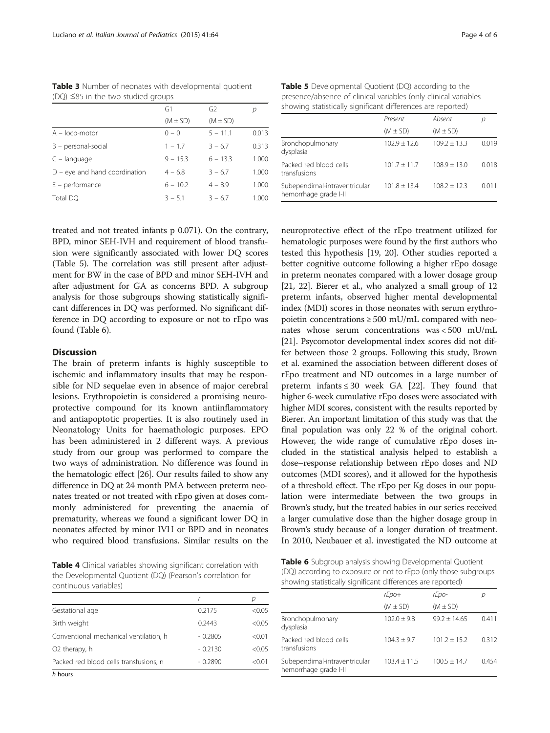**Table 3** Number of neonates with developmental quotient (DQ) ≤85 in the two studied groups

| | G1 | G2 | p |
|---|---|---|---|
| | (M ± SD) | (M ± SD) | |
| A – loco-motor | 0 – 0 | 5 – 11.1 | 0.013 |
| B – personal-social | 1 – 1.7 | 3 – 6.7 | 0.313 |
| C – language | 9 – 15.3 | 6 – 13.3 | 1.000 |
| D – eye and hand coordination | 4 – 6.8 | 3 – 6.7 | 1.000 |
| E – performance | 6 – 10.2 | 4 – 8.9 | 1.000 |
| Total DQ | 3 – 5.1 | 3 – 6.7 | 1.000 |

treated and not treated infants p 0.071). On the contrary, BPD, minor SEH-IVH and requirement of blood transfusion were significantly associated with lower DQ scores (Table 5). The correlation was still present after adjustment for BW in the case of BPD and minor SEH-IVH and after adjustment for GA as concerns BPD. A subgroup analysis for those subgroups showing statistically significant differences in DQ was performed. No significant difference in DQ according to exposure or not to rEpo was found (Table 6).

## Discussion

The brain of preterm infants is highly susceptible to ischemic and inflammatory insults that may be responsible for ND sequelae even in absence of major cerebral lesions. Erythropoietin is considered a promising neuroprotective compound for its known antiinflammatory and antiapoptotic properties. It is also routinely used in Neonatology Units for haematologic purposes. EPO has been administered in 2 different ways. A previous study from our group was performed to compare the two ways of administration. No difference was found in the hematologic effect [26]. Our results failed to show any difference in DQ at 24 month PMA between preterm neonates treated or not treated with rEpo given at doses commonly administered for preventing the anaemia of prematurity, whereas we found a significant lower DQ in neonates affected by minor IVH or BPD and in neonates who required blood transfusions. Similar results on the

**Table 4** Clinical variables showing significant correlation with the Developmental Quotient (DQ) (Pearson's correlation for continuous variables)

| | r | p |
|---|---|---|
| Gestational age | 0.2175 | <0.05 |
| Birth weight | 0.2443 | <0.05 |
| Conventional mechanical ventilation, h | - 0.2805 | <0.01 |
| $O_2$ therapy, h | - 0.2130 | <0.05 |
| Packed red blood cells transfusions, n | - 0.2890 | <0.01 |

*h* hours

**Table 5** Developmental Quotient (DQ) according to the presence/absence of clinical variables (only clinical variables showing statistically significant differences are reported)

| | Present | Absent | p |
|---|---|---|---|
| | (M ± SD) | (M ± SD) | |
| Bronchopulmonary dysplasia | 102.9 ± 12.6 | 109.2 ± 13.3 | 0.019 |
| Packed red blood cells transfusions | 101.7 ± 11.7 | 108.9 ± 13.0 | 0.018 |
| Subependimal-intraventricular hemorrhage grade I-II | 101.8 ± 13.4 | 108.2 ± 12.3 | 0.011 |

neuroprotective effect of the rEpo treatment utilized for hematologic purposes were found by the first authors who tested this hypothesis [19, 20]. Other studies reported a better cognitive outcome following a higher rEpo dosage in preterm neonates compared with a lower dosage group [21, 22]. Bierer et al., who analyzed a small group of 12 preterm infants, observed higher mental developmental index (MDI) scores in those neonates with serum erythropoietin concentrations ≥ 500 mU/mL compared with neonates whose serum concentrations was < 500 mU/mL [21]. Psycomotor developmental index scores did not differ between those 2 groups. Following this study, Brown et al. examined the association between different doses of rEpo treatment and ND outcomes in a large number of preterm infants ≤ 30 week GA [22]. They found that higher 6-week cumulative rEpo doses were associated with higher MDI scores, consistent with the results reported by Bierer. An important limitation of this study was that the final population was only 22 % of the original cohort. However, the wide range of cumulative rEpo doses included in the statistical analysis helped to establish a dose–response relationship between rEpo doses and ND outcomes (MDI scores), and it allowed for the hypothesis of a threshold effect. The rEpo per Kg doses in our population were intermediate between the two groups in Brown's study, but the treated babies in our series received a larger cumulative dose than the higher dosage group in Brown's study because of a longer duration of treatment. In 2010, Neubauer et al. investigated the ND outcome at

**Table 6** Subgroup analysis showing Developmental Quotient (DQ) according to exposure or not to rEpo (only those subgroups showing statistically significant differences are reported)

| | rEpo+ | rEpo- | p |
|---|---|---|---|
| | (M ± SD) | (M ± SD) | |
| Bronchopulmonary dysplasia | 102.0 ± 9.8 | 99.2 ± 14.65 | 0.411 |
| Packed red blood cells transfusions | 104.3 ± 9.7 | 101.2 ± 15.2 | 0.312 |
| Subependimal-intraventricular hemorrhage grade I-II | 103.4 ± 11.5 | 100.5 ± 14.7 | 0.454 |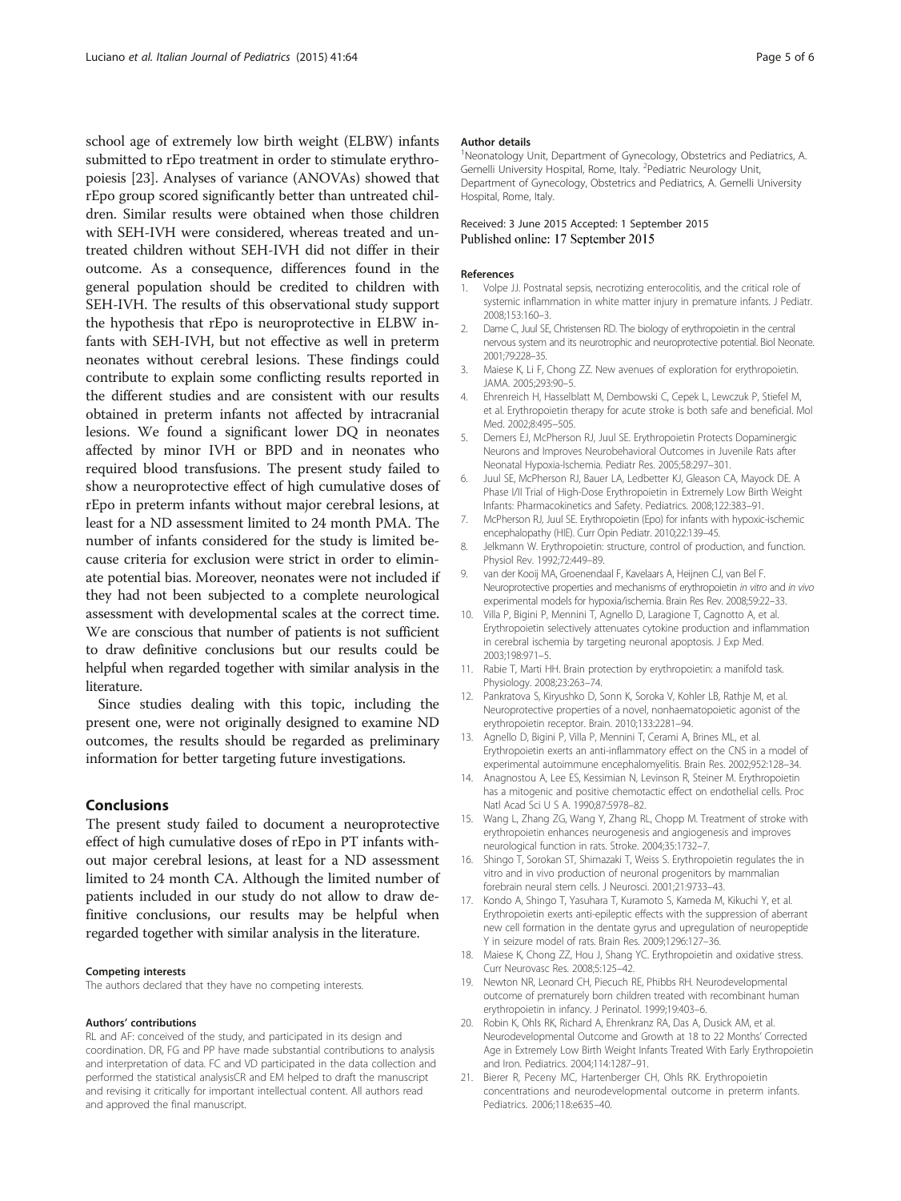school age of extremely low birth weight (ELBW) infants submitted to rEpo treatment in order to stimulate erythropoiesis [23]. Analyses of variance (ANOVAs) showed that rEpo group scored significantly better than untreated children. Similar results were obtained when those children with SEH-IVH were considered, whereas treated and untreated children without SEH-IVH did not differ in their outcome. As a consequence, differences found in the general population should be credited to children with SEH-IVH. The results of this observational study support the hypothesis that rEpo is neuroprotective in ELBW infants with SEH-IVH, but not effective as well in preterm neonates without cerebral lesions. These findings could contribute to explain some conflicting results reported in the different studies and are consistent with our results obtained in preterm infants not affected by intracranial lesions. We found a significant lower DQ in neonates affected by minor IVH or BPD and in neonates who required blood transfusions. The present study failed to show a neuroprotective effect of high cumulative doses of rEpo in preterm infants without major cerebral lesions, at least for a ND assessment limited to 24 month PMA. The number of infants considered for the study is limited because criteria for exclusion were strict in order to eliminate potential bias. Moreover, neonates were not included if they had not been subjected to a complete neurological assessment with developmental scales at the correct time. We are conscious that number of patients is not sufficient to draw definitive conclusions but our results could be helpful when regarded together with similar analysis in the literature.

Since studies dealing with this topic, including the present one, were not originally designed to examine ND outcomes, the results should be regarded as preliminary information for better targeting future investigations.

## Conclusions

The present study failed to document a neuroprotective effect of high cumulative doses of rEpo in PT infants without major cerebral lesions, at least for a ND assessment limited to 24 month CA. Although the limited number of patients included in our study do not allow to draw definitive conclusions, our results may be helpful when regarded together with similar analysis in the literature.

#### Competing interests

The authors declared that they have no competing interests.

#### Authors' contributions

RL and AF: conceived of the study, and participated in its design and coordination. DR, FG and PP have made substantial contributions to analysis and interpretation of data. FC and VD participated in the data collection and performed the statistical analysisCR and EM helped to draft the manuscript and revising it critically for important intellectual content. All authors read and approved the final manuscript.

#### Author details

[1]Neonatology Unit, Department of Gynecology, Obstetrics and Pediatrics, A. Gemelli University Hospital, Rome, Italy. [2]Pediatric Neurology Unit, Department of Gynecology, Obstetrics and Pediatrics, A. Gemelli University Hospital, Rome, Italy.

Received: 3 June 2015 Accepted: 1 September 2015
Published online: 17 September 2015

#### References

1. Volpe JJ. Postnatal sepsis, necrotizing enterocolitis, and the critical role of systemic inflammation in white matter injury in premature infants. J Pediatr. 2008;153:160–3.
2. Dame C, Juul SE, Christensen RD. The biology of erythropoietin in the central nervous system and its neurotrophic and neuroprotective potential. Biol Neonate. 2001;79:228–35.
3. Maiese K, Li F, Chong ZZ. New avenues of exploration for erythropoietin. JAMA. 2005;293:90–5.
4. Ehrenreich H, Hasselblatt M, Dembowski C, Cepek L, Lewczuk P, Stiefel M, et al. Erythropoietin therapy for acute stroke is both safe and beneficial. Mol Med. 2002;8:495–505.
5. Demers EJ, McPherson RJ, Juul SE. Erythropoietin Protects Dopaminergic Neurons and Improves Neurobehavioral Outcomes in Juvenile Rats after Neonatal Hypoxia-Ischemia. Pediatr Res. 2005;58:297–301.
6. Juul SE, McPherson RJ, Bauer LA, Ledbetter KJ, Gleason CA, Mayock DE. A Phase I/II Trial of High-Dose Erythropoietin in Extremely Low Birth Weight Infants: Pharmacokinetics and Safety. Pediatrics. 2008;122:383–91.
7. McPherson RJ, Juul SE. Erythropoietin (Epo) for infants with hypoxic-ischemic encephalopathy (HIE). Curr Opin Pediatr. 2010;22:139–45.
8. Jelkmann W. Erythropoietin: structure, control of production, and function. Physiol Rev. 1992;72:449–89.
9. van der Kooij MA, Groenendaal F, Kavelaars A, Heijnen CJ, van Bel F. Neuroprotective properties and mechanisms of erythropoietin *in vitro* and *in vivo* experimental models for hypoxia/ischemia. Brain Res Rev. 2008;59:22–33.
10. Villa P, Bigini P, Mennini T, Agnello D, Laragione T, Cagnotto A, et al. Erythropoietin selectively attenuates cytokine production and inflammation in cerebral ischemia by targeting neuronal apoptosis. J Exp Med. 2003;198:971–5.
11. Rabie T, Marti HH. Brain protection by erythropoietin: a manifold task. Physiology. 2008;23:263–74.
12. Pankratova S, Kiryushko D, Sonn K, Soroka V, Kohler LB, Rathje M, et al. Neuroprotective properties of a novel, nonhaematopoietic agonist of the erythropoietin receptor. Brain. 2010;133:2281–94.
13. Agnello D, Bigini P, Villa P, Mennini T, Cerami A, Brines ML, et al. Erythropoietin exerts an anti-inflammatory effect on the CNS in a model of experimental autoimmune encephalomyelitis. Brain Res. 2002;952:128–34.
14. Anagnostou A, Lee ES, Kessimian N, Levinson R, Steiner M. Erythropoietin has a mitogenic and positive chemotactic effect on endothelial cells. Proc Natl Acad Sci U S A. 1990;87:5978–82.
15. Wang L, Zhang ZG, Wang Y, Zhang RL, Chopp M. Treatment of stroke with erythropoietin enhances neurogenesis and angiogenesis and improves neurological function in rats. Stroke. 2004;35:1732–7.
16. Shingo T, Sorokan ST, Shimazaki T, Weiss S. Erythropoietin regulates the in vitro and in vivo production of neuronal progenitors by mammalian forebrain neural stem cells. J Neurosci. 2001;21:9733–43.
17. Kondo A, Shingo T, Yasuhara T, Kuramoto S, Kameda M, Kikuchi Y, et al. Erythropoietin exerts anti-epileptic effects with the suppression of aberrant new cell formation in the dentate gyrus and upregulation of neuropeptide Y in seizure model of rats. Brain Res. 2009;1296:127–36.
18. Maiese K, Chong ZZ, Hou J, Shang YC. Erythropoietin and oxidative stress. Curr Neurovasc Res. 2008;5:125–42.
19. Newton NR, Leonard CH, Piecuch RE, Phibbs RH. Neurodevelopmental outcome of prematurely born children treated with recombinant human erythropoietin in infancy. J Perinatol. 1999;19:403–6.
20. Robin K, Ohls RK, Richard A, Ehrenkranz RA, Das A, Dusick AM, et al. Neurodevelopmental Outcome and Growth at 18 to 22 Months' Corrected Age in Extremely Low Birth Weight Infants Treated With Early Erythropoietin and Iron. Pediatrics. 2004;114:1287–91.
21. Bierer R, Peceny MC, Hartenberger CH, Ohls RK. Erythropoietin concentrations and neurodevelopmental outcome in preterm infants. Pediatrics. 2006;118:e635–40.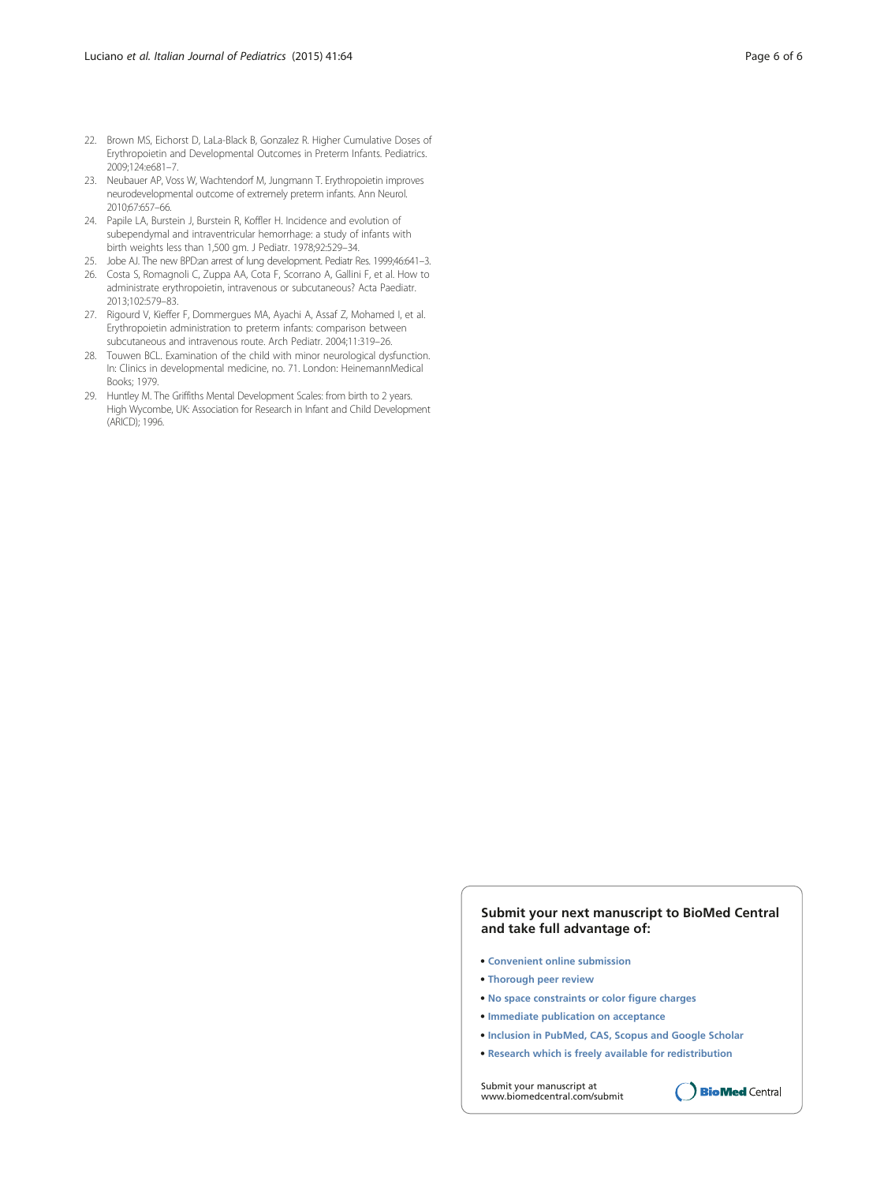22. Brown MS, Eichorst D, LaLa-Black B, Gonzalez R. Higher Cumulative Doses of Erythropoietin and Developmental Outcomes in Preterm Infants. Pediatrics. 2009;124:e681–7.
23. Neubauer AP, Voss W, Wachtendorf M, Jungmann T. Erythropoietin improves neurodevelopmental outcome of extremely preterm infants. Ann Neurol. 2010;67:657–66.
24. Papile LA, Burstein J, Burstein R, Koffler H. Incidence and evolution of subependymal and intraventricular hemorrhage: a study of infants with birth weights less than 1,500 gm. J Pediatr. 1978;92:529–34.
25. Jobe AJ. The new BPD:an arrest of lung development. Pediatr Res. 1999;46:641–3.
26. Costa S, Romagnoli C, Zuppa AA, Cota F, Scorrano A, Gallini F, et al. How to administrate erythropoietin, intravenous or subcutaneous? Acta Paediatr. 2013;102:579–83.
27. Rigourd V, Kieffer F, Dommergues MA, Ayachi A, Assaf Z, Mohamed I, et al. Erythropoietin administration to preterm infants: comparison between subcutaneous and intravenous route. Arch Pediatr. 2004;11:319–26.
28. Touwen BCL. Examination of the child with minor neurological dysfunction. In: Clinics in developmental medicine, no. 71. London: HeinemannMedical Books; 1979.
29. Huntley M. The Griffiths Mental Development Scales: from birth to 2 years. High Wycombe, UK: Association for Research in Infant and Child Development (ARICD); 1996.

**Submit your next manuscript to BioMed Central and take full advantage of:**

- **Convenient online submission**
- **Thorough peer review**
- **No space constraints or color figure charges**
- **Immediate publication on acceptance**
- **Inclusion in PubMed, CAS, Scopus and Google Scholar**
- **Research which is freely available for redistribution**

Submit your manuscript at
www.biomedcentral.com/submit

BioMed Central